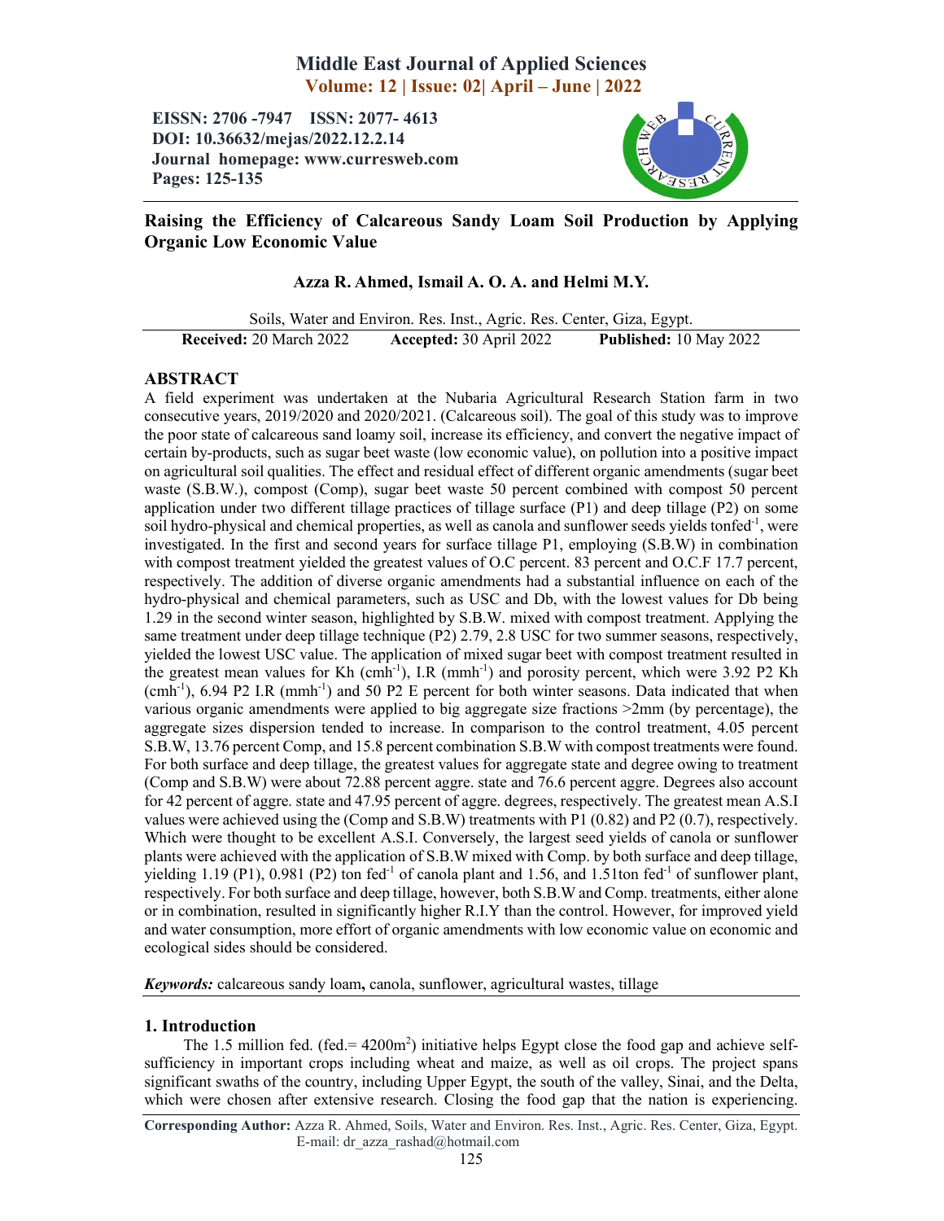# Middle East Journal of Applied Sciences

**Volume: 12 | Issue: 02| April – June | 2022**

**EISSN: 2706 -7947 ISSN: 2077- 4613**
**DOI: 10.36632/mejas/2022.12.2.14**
**Journal homepage: www.curresweb.com**
**Pages: 125-135**

## Raising the Efficiency of Calcareous Sandy Loam Soil Production by Applying Organic Low Economic Value

**Azza R. Ahmed, Ismail A. O. A. and Helmi M.Y.**

Soils, Water and Environ. Res. Inst., Agric. Res. Center, Giza, Egypt.

**Received:** 20 March 2022 **Accepted:** 30 April 2022 **Published:** 10 May 2022

## ABSTRACT

A field experiment was undertaken at the Nubaria Agricultural Research Station farm in two consecutive years, 2019/2020 and 2020/2021. (Calcareous soil). The goal of this study was to improve the poor state of calcareous sand loamy soil, increase its efficiency, and convert the negative impact of certain by-products, such as sugar beet waste (low economic value), on pollution into a positive impact on agricultural soil qualities. The effect and residual effect of different organic amendments (sugar beet waste (S.B.W.), compost (Comp), sugar beet waste 50 percent combined with compost 50 percent application under two different tillage practices of tillage surface (P1) and deep tillage (P2) on some soil hydro-physical and chemical properties, as well as canola and sunflower seeds yields tonfed$^{-1}$, were investigated. In the first and second years for surface tillage P1, employing (S.B.W) in combination with compost treatment yielded the greatest values of O.C percent. 83 percent and O.C.F 17.7 percent, respectively. The addition of diverse organic amendments had a substantial influence on each of the hydro-physical and chemical parameters, such as USC and Db, with the lowest values for Db being 1.29 in the second winter season, highlighted by S.B.W. mixed with compost treatment. Applying the same treatment under deep tillage technique (P2) 2.79, 2.8 USC for two summer seasons, respectively, yielded the lowest USC value. The application of mixed sugar beet with compost treatment resulted in the greatest mean values for Kh (cmh$^{-1}$), I.R (mmh$^{-1}$) and porosity percent, which were 3.92 P2 Kh (cmh$^{-1}$), 6.94 P2 I.R (mmh$^{-1}$) and 50 P2 E percent for both winter seasons. Data indicated that when various organic amendments were applied to big aggregate size fractions >2mm (by percentage), the aggregate sizes dispersion tended to increase. In comparison to the control treatment, 4.05 percent S.B.W, 13.76 percent Comp, and 15.8 percent combination S.B.W with compost treatments were found. For both surface and deep tillage, the greatest values for aggregate state and degree owing to treatment (Comp and S.B.W) were about 72.88 percent aggre. state and 76.6 percent aggre. Degrees also account for 42 percent of aggre. state and 47.95 percent of aggre. degrees, respectively. The greatest mean A.S.I values were achieved using the (Comp and S.B.W) treatments with P1 (0.82) and P2 (0.7), respectively. Which were thought to be excellent A.S.I. Conversely, the largest seed yields of canola or sunflower plants were achieved with the application of S.B.W mixed with Comp. by both surface and deep tillage, yielding 1.19 (P1), 0.981 (P2) ton fed$^{-1}$ of canola plant and 1.56, and 1.51ton fed$^{-1}$ of sunflower plant, respectively. For both surface and deep tillage, however, both S.B.W and Comp. treatments, either alone or in combination, resulted in significantly higher R.I.Y than the control. However, for improved yield and water consumption, more effort of organic amendments with low economic value on economic and ecological sides should be considered.

***Keywords:*** calcareous sandy loam**,** canola, sunflower, agricultural wastes, tillage

## 1. Introduction

The 1.5 million fed. (fed.= 4200m$^2$) initiative helps Egypt close the food gap and achieve self-sufficiency in important crops including wheat and maize, as well as oil crops. The project spans significant swaths of the country, including Upper Egypt, the south of the valley, Sinai, and the Delta, which were chosen after extensive research. Closing the food gap that the nation is experiencing.

**Corresponding Author:** Azza R. Ahmed, Soils, Water and Environ. Res. Inst., Agric. Res. Center, Giza, Egypt.
E-mail: dr_azza_rashad@hotmail.com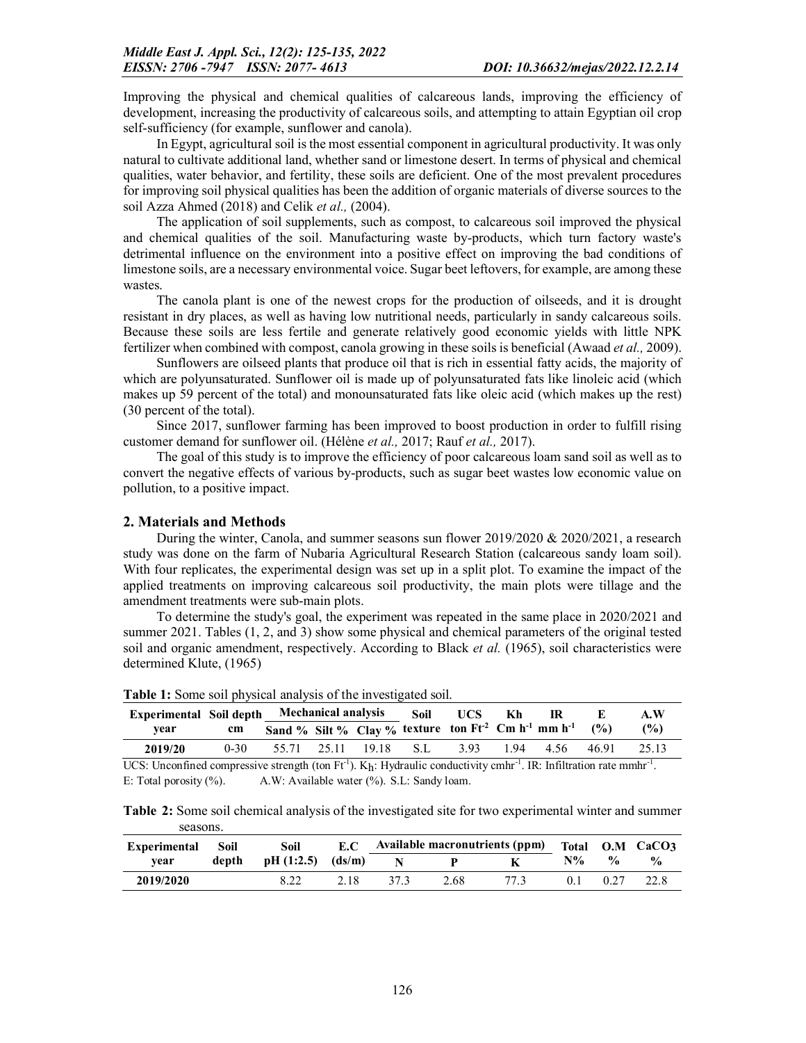Improving the physical and chemical qualities of calcareous lands, improving the efficiency of development, increasing the productivity of calcareous soils, and attempting to attain Egyptian oil crop self-sufficiency (for example, sunflower and canola).

In Egypt, agricultural soil is the most essential component in agricultural productivity. It was only natural to cultivate additional land, whether sand or limestone desert. In terms of physical and chemical qualities, water behavior, and fertility, these soils are deficient. One of the most prevalent procedures for improving soil physical qualities has been the addition of organic materials of diverse sources to the soil Azza Ahmed (2018) and Celik *et al.,* (2004).

The application of soil supplements, such as compost, to calcareous soil improved the physical and chemical qualities of the soil. Manufacturing waste by-products, which turn factory waste's detrimental influence on the environment into a positive effect on improving the bad conditions of limestone soils, are a necessary environmental voice. Sugar beet leftovers, for example, are among these wastes.

The canola plant is one of the newest crops for the production of oilseeds, and it is drought resistant in dry places, as well as having low nutritional needs, particularly in sandy calcareous soils. Because these soils are less fertile and generate relatively good economic yields with little NPK fertilizer when combined with compost, canola growing in these soils is beneficial (Awaad *et al.,* 2009).

Sunflowers are oilseed plants that produce oil that is rich in essential fatty acids, the majority of which are polyunsaturated. Sunflower oil is made up of polyunsaturated fats like linoleic acid (which makes up 59 percent of the total) and monounsaturated fats like oleic acid (which makes up the rest) (30 percent of the total).

Since 2017, sunflower farming has been improved to boost production in order to fulfill rising customer demand for sunflower oil. (Hélène *et al.,* 2017; Rauf *et al.,* 2017).

The goal of this study is to improve the efficiency of poor calcareous loam sand soil as well as to convert the negative effects of various by-products, such as sugar beet wastes low economic value on pollution, to a positive impact.

## 2. Materials and Methods

During the winter, Canola, and summer seasons sun flower 2019/2020 & 2020/2021, a research study was done on the farm of Nubaria Agricultural Research Station (calcareous sandy loam soil). With four replicates, the experimental design was set up in a split plot. To examine the impact of the applied treatments on improving calcareous soil productivity, the main plots were tillage and the amendment treatments were sub-main plots.

To determine the study's goal, the experiment was repeated in the same place in 2020/2021 and summer 2021. Tables (1, 2, and 3) show some physical and chemical parameters of the original tested soil and organic amendment, respectively. According to Black *et al.* (1965), soil characteristics were determined Klute, (1965)

**Table 1:** Some soil physical analysis of the investigated soil.

| Experimental year | Soil depth cm | Mechanical analysis | | | Soil texture | UCS ton $Ft^{-2}$ | Kh Cm $h^{-1}$ | IR mm $h^{-1}$ | E (%) | A.W (%) |
|---|---|---|---|---|---|---|---|---|---|---|
| | | Sand % | Silt % | Clay % | | | | | | |
| 2019/20 | 0-30 | 55.71 | 25.11 | 19.18 | S.L | 3.93 | 1.94 | 4.56 | 46.91 | 25.13 |

UCS: Unconfined compressive strength (ton $Ft^{-1}$). $K_h$: Hydraulic conductivity cm$hr^{-1}$. IR: Infiltration rate mm$hr^{-1}$. E: Total porosity (%). A.W: Available water (%). S.L: Sandy loam.

**Table 2:** Some soil chemical analysis of the investigated site for two experimental winter and summer seasons.

| Experimental year | Soil depth | Soil pH (1:2.5) | E.C (ds/m) | Available macronutrients (ppm) | | | Total N% | O.M % | $CaCO_3$ % |
|---|---|---|---|---|---|---|---|---|---|
| | | | | N | P | K | | | |
| 2019/2020 | | 8.22 | 2.18 | 37.3 | 2.68 | 77.3 | 0.1 | 0.27 | 22.8 |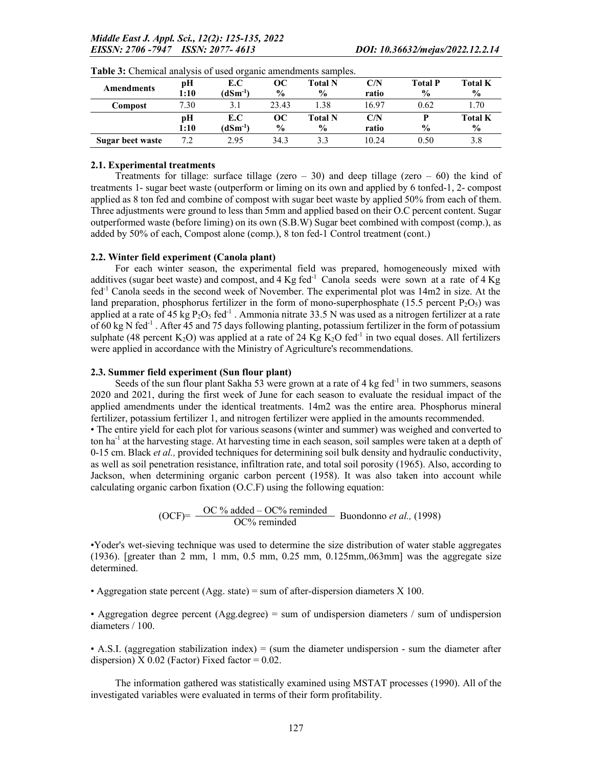**Table 3:** Chemical analysis of used organic amendments samples.

| Amendments | pH 1:10 | E.C ($dSm^{-1}$) | OC % | Total N % | C/N ratio | Total P % | Total K % |
|---|---|---|---|---|---|---|---|
| **Compost** | 7.30 | 3.1 | 23.43 | 1.38 | 16.97 | 0.62 | 1.70 |
| | **pH 1:10** | **E.C ($dSm^{-1}$)** | **OC %** | **Total N %** | **C/N ratio** | **P %** | **Total K %** |
| **Sugar beet waste** | 7.2 | 2.95 | 34.3 | 3.3 | 10.24 | 0.50 | 3.8 |

### 2.1. Experimental treatments

Treatments for tillage: surface tillage (zero – 30) and deep tillage (zero – 60) the kind of treatments 1- sugar beet waste (outperform or liming on its own and applied by 6 tonfed-1, 2- compost applied as 8 ton fed and combine of compost with sugar beet waste by applied 50% from each of them. Three adjustments were ground to less than 5mm and applied based on their O.C percent content. Sugar outperformed waste (before liming) on its own (S.B.W) Sugar beet combined with compost (comp.), as added by 50% of each, Compost alone (comp.), 8 ton fed-1 Control treatment (cont.)

### 2.2. Winter field experiment (Canola plant)

For each winter season, the experimental field was prepared, homogeneously mixed with additives (sugar beet waste) and compost, and 4 Kg $fed^{-1}$ Canola seeds were sown at a rate of 4 Kg $fed^{-1}$ Canola seeds in the second week of November. The experimental plot was 14m2 in size. At the land preparation, phosphorus fertilizer in the form of mono-superphosphate (15.5 percent $P_2O_5$) was applied at a rate of 45 kg $P_2O_5$ $fed^{-1}$ . Ammonia nitrate 33.5 N was used as a nitrogen fertilizer at a rate of 60 kg N $fed^{-1}$ . After 45 and 75 days following planting, potassium fertilizer in the form of potassium sulphate (48 percent $K_2O$) was applied at a rate of 24 Kg $K_2O$ $fed^{-1}$ in two equal doses. All fertilizers were applied in accordance with the Ministry of Agriculture's recommendations.

### 2.3. Summer field experiment (Sun flour plant)

Seeds of the sun flour plant Sakha 53 were grown at a rate of 4 kg $fed^{-1}$ in two summers, seasons 2020 and 2021, during the first week of June for each season to evaluate the residual impact of the applied amendments under the identical treatments. 14m2 was the entire area. Phosphorus mineral fertilizer, potassium fertilizer 1, and nitrogen fertilizer were applied in the amounts recommended.

- The entire yield for each plot for various seasons (winter and summer) was weighed and converted to ton $ha^{-1}$ at the harvesting stage. At harvesting time in each season, soil samples were taken at a depth of 0-15 cm. Black *et al.,* provided techniques for determining soil bulk density and hydraulic conductivity, as well as soil penetration resistance, infiltration rate, and total soil porosity (1965). Also, according to Jackson, when determining organic carbon percent (1958). It was also taken into account while calculating organic carbon fixation (O.C.F) using the following equation:

$$(OCF)= \frac{\text{OC \% added} - \text{OC\% reminded}}{\text{OC\% reminded}}$$ Buondonno *et al.,* (1998)

- Yoder's wet-sieving technique was used to determine the size distribution of water stable aggregates (1936). [greater than 2 mm, 1 mm, 0.5 mm, 0.25 mm, 0.125mm,.063mm] was the aggregate size determined.

- Aggregation state percent (Agg. state) = sum of after-dispersion diameters X 100.

- Aggregation degree percent (Agg.degree) = sum of undispersion diameters / sum of undispersion diameters / 100.

- A.S.I. (aggregation stabilization index) = (sum the diameter undispersion - sum the diameter after dispersion) X 0.02 (Factor) Fixed factor = 0.02.

The information gathered was statistically examined using MSTAT processes (1990). All of the investigated variables were evaluated in terms of their form profitability.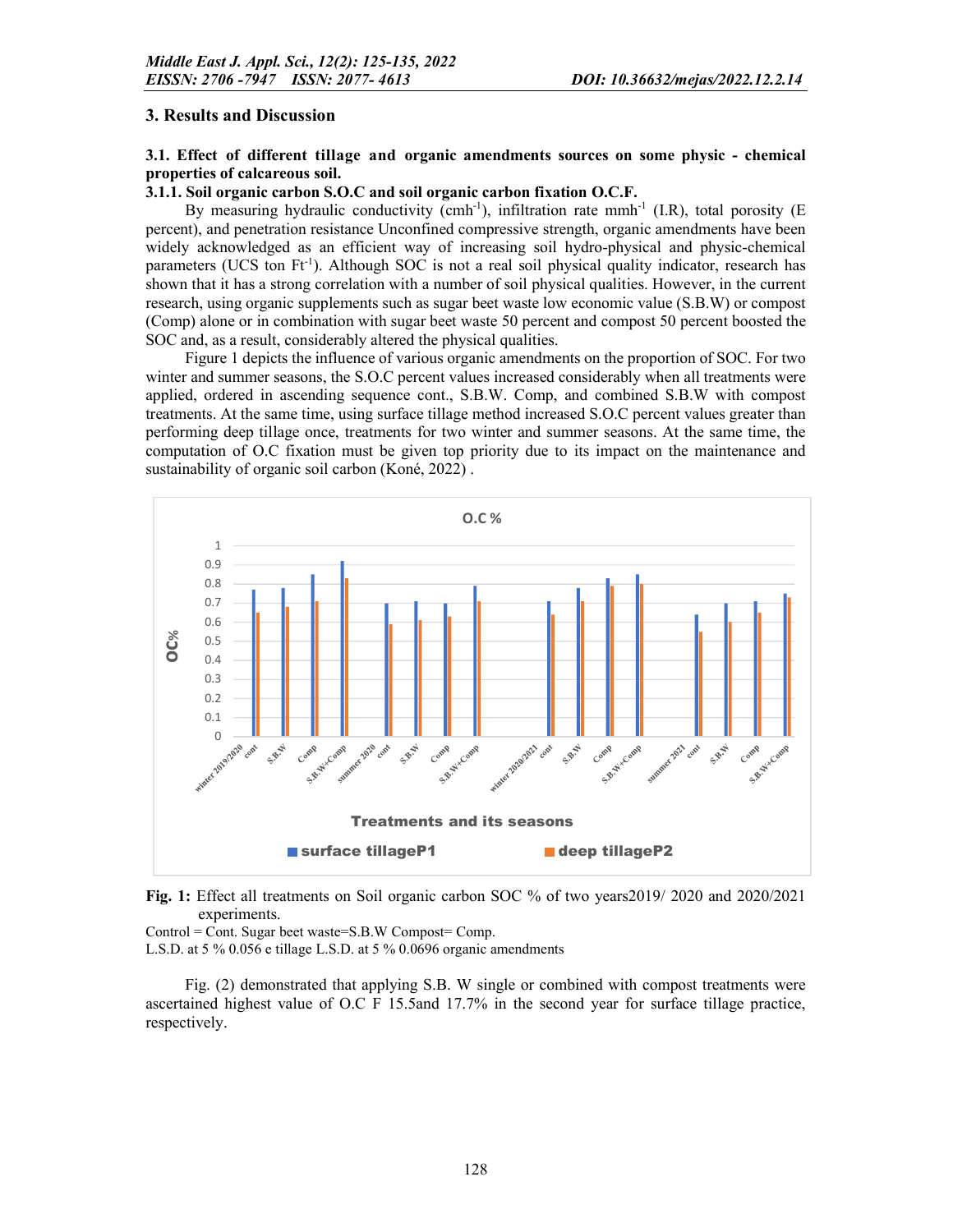## 3. Results and Discussion

### 3.1. Effect of different tillage and organic amendments sources on some physic - chemical properties of calcareous soil.

#### 3.1.1. Soil organic carbon S.O.C and soil organic carbon fixation O.C.F.

By measuring hydraulic conductivity (cmh$^{-1}$), infiltration rate mmh$^{-1}$ (I.R), total porosity (E percent), and penetration resistance Unconfined compressive strength, organic amendments have been widely acknowledged as an efficient way of increasing soil hydro-physical and physic-chemical parameters (UCS ton Ft$^{-1}$). Although SOC is not a real soil physical quality indicator, research has shown that it has a strong correlation with a number of soil physical qualities. However, in the current research, using organic supplements such as sugar beet waste low economic value (S.B.W) or compost (Comp) alone or in combination with sugar beet waste 50 percent and compost 50 percent boosted the SOC and, as a result, considerably altered the physical qualities.

Figure 1 depicts the influence of various organic amendments on the proportion of SOC. For two winter and summer seasons, the S.O.C percent values increased considerably when all treatments were applied, ordered in ascending sequence cont., S.B.W. Comp, and combined S.B.W with compost treatments. At the same time, using surface tillage method increased S.O.C percent values greater than performing deep tillage once, treatments for two winter and summer seasons. At the same time, the computation of O.C fixation must be given top priority due to its impact on the maintenance and sustainability of organic soil carbon (Koné, 2022) .

**Fig. 1:** Effect all treatments on Soil organic carbon SOC % of two years2019/ 2020 and 2020/2021 experiments.

Control = Cont. Sugar beet waste=S.B.W Compost= Comp.

L.S.D. at 5 % 0.056 e tillage L.S.D. at 5 % 0.0696 organic amendments

Fig. (2) demonstrated that applying S.B. W single or combined with compost treatments were ascertained highest value of O.C F 15.5and 17.7% in the second year for surface tillage practice, respectively.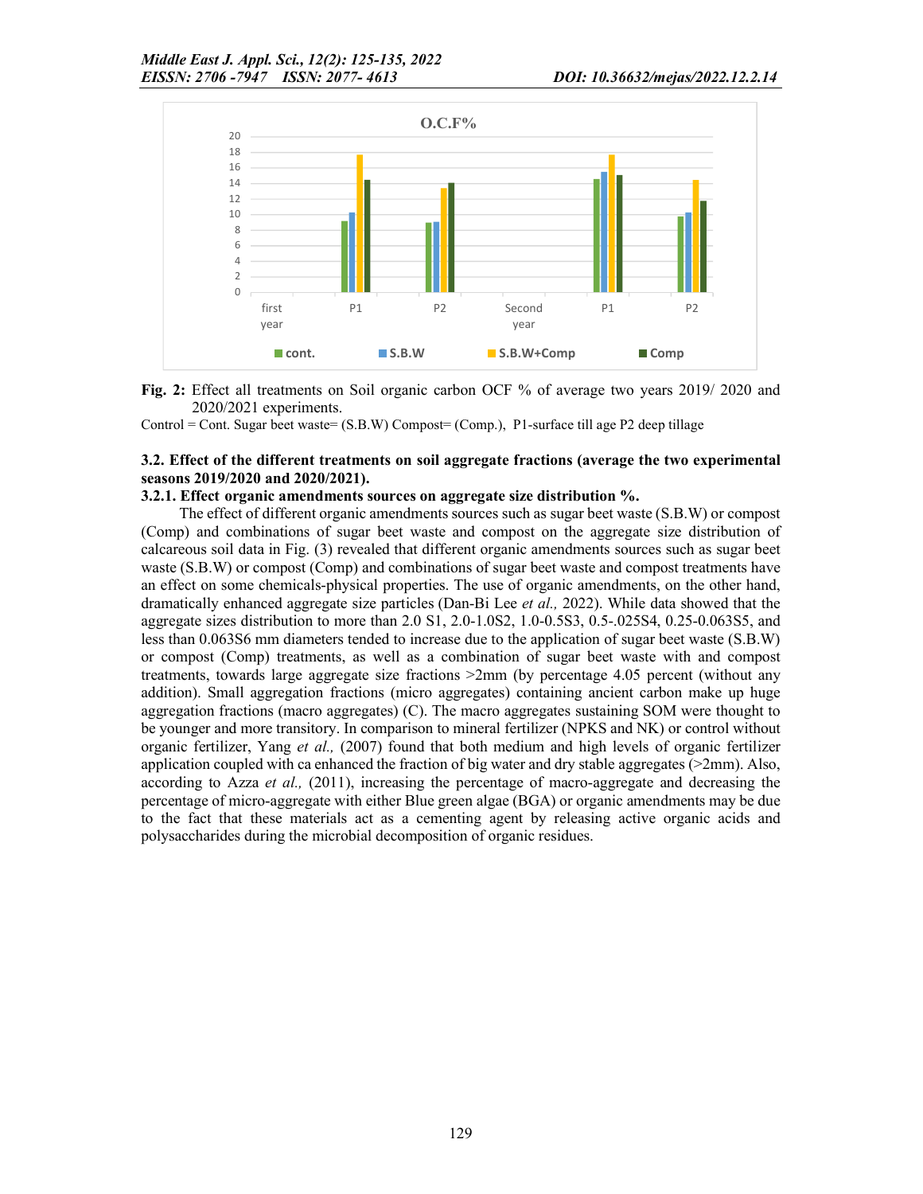**Fig. 2:** Effect all treatments on Soil organic carbon OCF % of average two years 2019/ 2020 and 2020/2021 experiments.

Control = Cont. Sugar beet waste= (S.B.W) Compost= (Comp.), P1-surface till age P2 deep tillage

### 3.2. Effect of the different treatments on soil aggregate fractions (average the two experimental seasons 2019/2020 and 2020/2021).

#### 3.2.1. Effect organic amendments sources on aggregate size distribution %.

The effect of different organic amendments sources such as sugar beet waste (S.B.W) or compost (Comp) and combinations of sugar beet waste and compost on the aggregate size distribution of calcareous soil data in Fig. (3) revealed that different organic amendments sources such as sugar beet waste (S.B.W) or compost (Comp) and combinations of sugar beet waste and compost treatments have an effect on some chemicals-physical properties. The use of organic amendments, on the other hand, dramatically enhanced aggregate size particles (Dan-Bi Lee *et al.,* 2022). While data showed that the aggregate sizes distribution to more than 2.0 S1, 2.0-1.0S2, 1.0-0.5S3, 0.5-.025S4, 0.25-0.063S5, and less than 0.063S6 mm diameters tended to increase due to the application of sugar beet waste (S.B.W) or compost (Comp) treatments, as well as a combination of sugar beet waste with and compost treatments, towards large aggregate size fractions >2mm (by percentage 4.05 percent (without any addition). Small aggregation fractions (micro aggregates) containing ancient carbon make up huge aggregation fractions (macro aggregates) (C). The macro aggregates sustaining SOM were thought to be younger and more transitory. In comparison to mineral fertilizer (NPKS and NK) or control without organic fertilizer, Yang *et al.,* (2007) found that both medium and high levels of organic fertilizer application coupled with ca enhanced the fraction of big water and dry stable aggregates (>2mm). Also, according to Azza *et al.,* (2011), increasing the percentage of macro-aggregate and decreasing the percentage of micro-aggregate with either Blue green algae (BGA) or organic amendments may be due to the fact that these materials act as a cementing agent by releasing active organic acids and polysaccharides during the microbial decomposition of organic residues.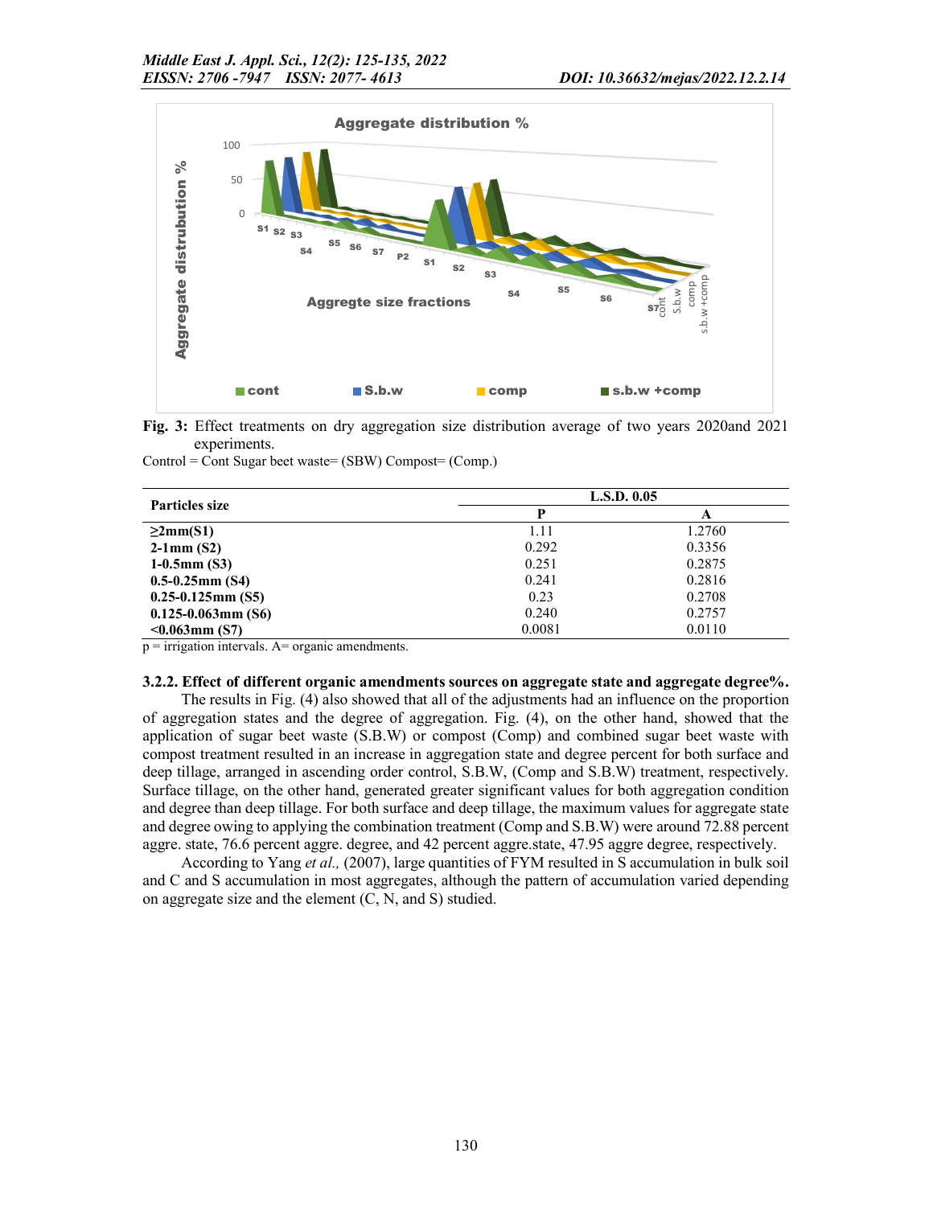Fig. 3: Effect treatments on dry aggregation size distribution average of two years 2020and 2021 experiments.

Control = Cont Sugar beet waste= (SBW) Compost= (Comp.)

| Particles size | L.S.D. 0.05 | |
|---|---|---|
| | P | A |
| ≥2mm(S1) | 1.11 | 1.2760 |
| 2-1mm (S2) | 0.292 | 0.3356 |
| 1-0.5mm (S3) | 0.251 | 0.2875 |
| 0.5-0.25mm (S4) | 0.241 | 0.2816 |
| 0.25-0.125mm (S5) | 0.23 | 0.2708 |
| 0.125-0.063mm (S6) | 0.240 | 0.2757 |
| <0.063mm (S7) | 0.0081 | 0.0110 |

p = irrigation intervals. A= organic amendments.

### 3.2.2. Effect of different organic amendments sources on aggregate state and aggregate degree%.

The results in Fig. (4) also showed that all of the adjustments had an influence on the proportion of aggregation states and the degree of aggregation. Fig. (4), on the other hand, showed that the application of sugar beet waste (S.B.W) or compost (Comp) and combined sugar beet waste with compost treatment resulted in an increase in aggregation state and degree percent for both surface and deep tillage, arranged in ascending order control, S.B.W, (Comp and S.B.W) treatment, respectively. Surface tillage, on the other hand, generated greater significant values for both aggregation condition and degree than deep tillage. For both surface and deep tillage, the maximum values for aggregate state and degree owing to applying the combination treatment (Comp and S.B.W) were around 72.88 percent aggre. state, 76.6 percent aggre. degree, and 42 percent aggre.state, 47.95 aggre degree, respectively.

According to Yang *et al.,* (2007), large quantities of FYM resulted in S accumulation in bulk soil and C and S accumulation in most aggregates, although the pattern of accumulation varied depending on aggregate size and the element (C, N, and S) studied.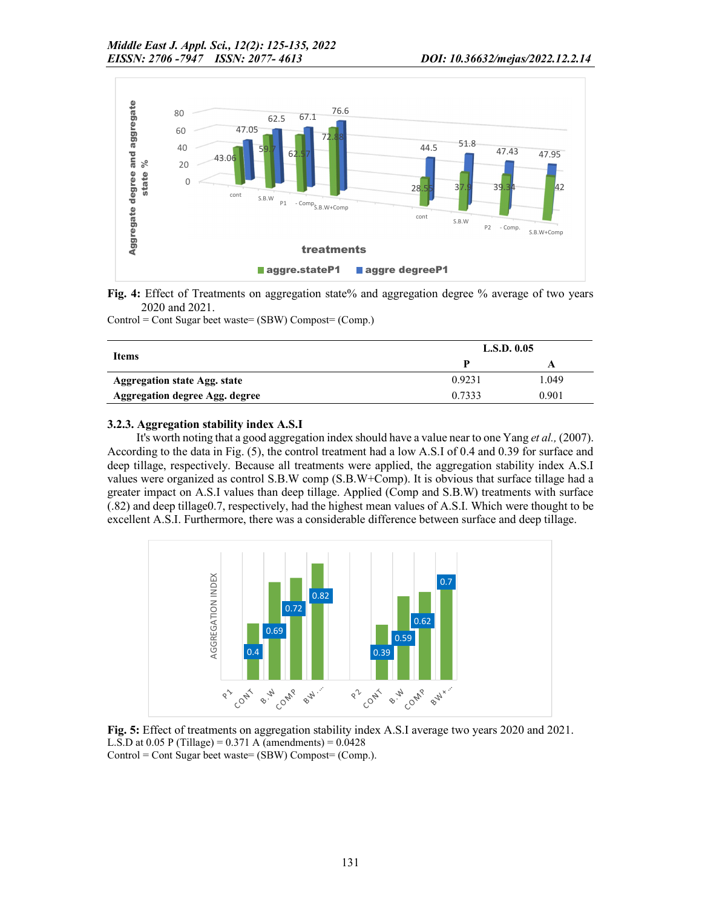**Fig. 4:** Effect of Treatments on aggregation state% and aggregation degree % average of two years 2020 and 2021.
Control = Cont Sugar beet waste= (SBW) Compost= (Comp.)

| Items | L.S.D. 0.05 | |
|---|---|---|
| | P | A |
| **Aggregation state Agg. state** | 0.9231 | 1.049 |
| **Aggregation degree Agg. degree** | 0.7333 | 0.901 |

### 3.2.3. Aggregation stability index A.S.I

It's worth noting that a good aggregation index should have a value near to one Yang *et al.,* (2007). According to the data in Fig. (5), the control treatment had a low A.S.I of 0.4 and 0.39 for surface and deep tillage, respectively. Because all treatments were applied, the aggregation stability index A.S.I values were organized as control S.B.W comp (S.B.W+Comp). It is obvious that surface tillage had a greater impact on A.S.I values than deep tillage. Applied (Comp and S.B.W) treatments with surface (.82) and deep tillage0.7, respectively, had the highest mean values of A.S.I. Which were thought to be excellent A.S.I. Furthermore, there was a considerable difference between surface and deep tillage.

**Fig. 5:** Effect of treatments on aggregation stability index A.S.I average two years 2020 and 2021.
L.S.D at 0.05 P (Tillage) = 0.371 A (amendments) = 0.0428
Control = Cont Sugar beet waste= (SBW) Compost= (Comp.).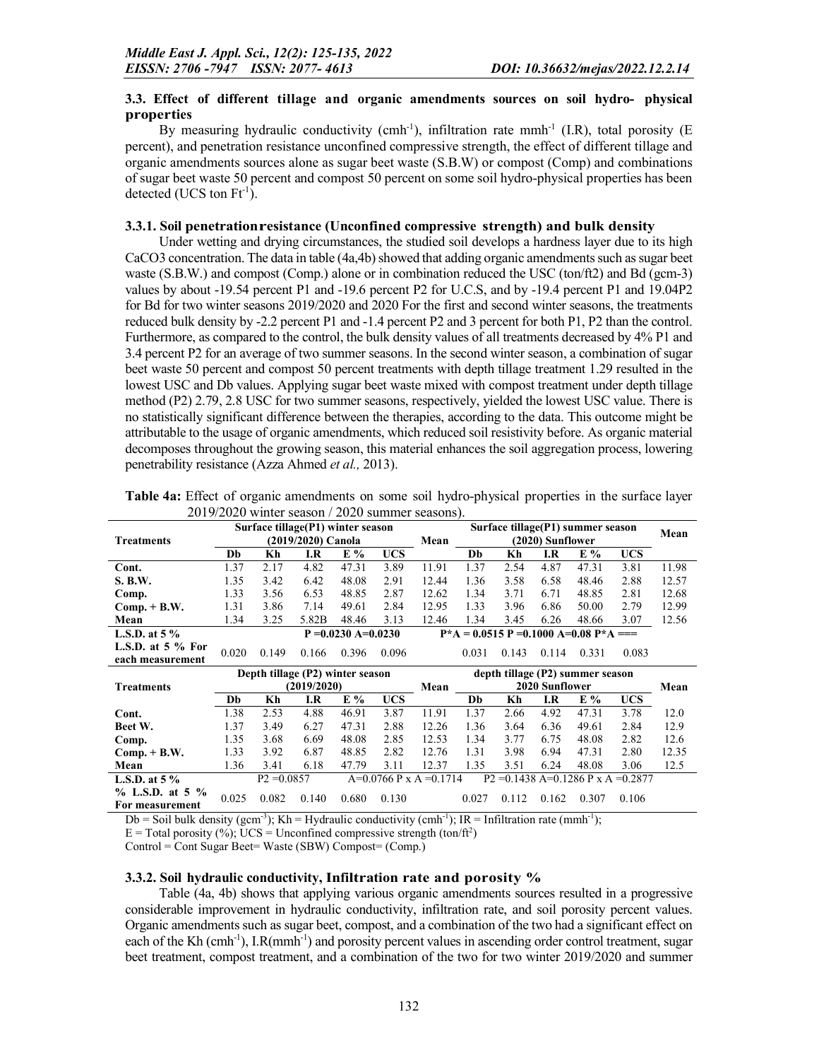### 3.3. Effect of different tillage and organic amendments sources on soil hydro- physical properties

By measuring hydraulic conductivity ($cmh^{-1}$), infiltration rate $mmh^{-1}$ (I.R), total porosity (E percent), and penetration resistance unconfined compressive strength, the effect of different tillage and organic amendments sources alone as sugar beet waste (S.B.W) or compost (Comp) and combinations of sugar beet waste 50 percent and compost 50 percent on some soil hydro-physical properties has been detected (UCS ton $Ft^{-1}$).

#### 3.3.1. Soil penetrationresistance (Unconfined compressive strength) and bulk density

Under wetting and drying circumstances, the studied soil develops a hardness layer due to its high CaCO3 concentration. The data in table (4a,4b) showed that adding organic amendments such as sugar beet waste (S.B.W.) and compost (Comp.) alone or in combination reduced the USC (ton/ft2) and Bd (gcm-3) values by about -19.54 percent P1 and -19.6 percent P2 for U.C.S, and by -19.4 percent P1 and 19.04P2 for Bd for two winter seasons 2019/2020 and 2020 For the first and second winter seasons, the treatments reduced bulk density by -2.2 percent P1 and -1.4 percent P2 and 3 percent for both P1, P2 than the control. Furthermore, as compared to the control, the bulk density values of all treatments decreased by 4% P1 and 3.4 percent P2 for an average of two summer seasons. In the second winter season, a combination of sugar beet waste 50 percent and compost 50 percent treatments with depth tillage treatment 1.29 resulted in the lowest USC and Db values. Applying sugar beet waste mixed with compost treatment under depth tillage method (P2) 2.79, 2.8 USC for two summer seasons, respectively, yielded the lowest USC value. There is no statistically significant difference between the therapies, according to the data. This outcome might be attributable to the usage of organic amendments, which reduced soil resistivity before. As organic material decomposes throughout the growing season, this material enhances the soil aggregation process, lowering penetrability resistance (Azza Ahmed *et al.,* 2013).

**Table 4a:** Effect of organic amendments on some soil hydro-physical properties in the surface layer 2019/2020 winter season / 2020 summer seasons).

| Treatments | Surface tillage(P1) winter season (2019/2020) Canola | | | | | Mean | Surface tillage(P1) summer season (2020) Sunflower | | | | | Mean |
|---|---|---|---|---|---|---|---|---|---|---|---|---|
| | Db | Kh | I.R | E % | UCS | | Db | Kh | I.R | E % | UCS | |
| **Cont.** | 1.37 | 2.17 | 4.82 | 47.31 | 3.89 | 11.91 | 1.37 | 2.54 | 4.87 | 47.31 | 3.81 | 11.98 |
| **S. B.W.** | 1.35 | 3.42 | 6.42 | 48.08 | 2.91 | 12.44 | 1.36 | 3.58 | 6.58 | 48.46 | 2.88 | 12.57 |
| **Comp.** | 1.33 | 3.56 | 6.53 | 48.85 | 2.87 | 12.62 | 1.34 | 3.71 | 6.71 | 48.85 | 2.81 | 12.68 |
| **Comp. + B.W.** | 1.31 | 3.86 | 7.14 | 49.61 | 2.84 | 12.95 | 1.33 | 3.96 | 6.86 | 50.00 | 2.79 | 12.99 |
| **Mean** | 1.34 | 3.25 | 5.82B | 48.46 | 3.13 | 12.46 | 1.34 | 3.45 | 6.26 | 48.66 | 3.07 | 12.56 |
| **L.S.D. at 5 %** | P =0.0230 A=0.0230 | | | | | | P*A = 0.0515 P =0.1000 A=0.08 P*A === | | | | | |
| **L.S.D. at 5 % For each measurement** | 0.020 | 0.149 | 0.166 | 0.396 | 0.096 | | 0.031 | 0.143 | 0.114 | 0.331 | 0.083 | |
| **Treatments** | Depth tillage (P2) winter season (2019/2020) | | | | | **Mean** | depth tillage (P2) summer season 2020 Sunflower | | | | | **Mean** |
| | Db | Kh | I.R | E % | UCS | | Db | Kh | I.R | E % | UCS | |
| **Cont.** | 1.38 | 2.53 | 4.88 | 46.91 | 3.87 | 11.91 | 1.37 | 2.66 | 4.92 | 47.31 | 3.78 | 12.0 |
| **Beet W.** | 1.37 | 3.49 | 6.27 | 47.31 | 2.88 | 12.26 | 1.36 | 3.64 | 6.36 | 49.61 | 2.84 | 12.9 |
| **Comp.** | 1.35 | 3.68 | 6.69 | 48.08 | 2.85 | 12.53 | 1.34 | 3.77 | 6.75 | 48.08 | 2.82 | 12.6 |
| **Comp. + B.W.** | 1.33 | 3.92 | 6.87 | 48.85 | 2.82 | 12.76 | 1.31 | 3.98 | 6.94 | 47.31 | 2.80 | 12.35 |
| **Mean** | 1.36 | 3.41 | 6.18 | 47.79 | 3.11 | 12.37 | 1.35 | 3.51 | 6.24 | 48.08 | 3.06 | 12.5 |
| **L.S.D. at 5 %** | P2 =0.0857 | | A=0.0766 P x A =0.1714 | | | | P2 =0.1438 A=0.1286 P x A =0.2877 | | | | | |
| **% L.S.D. at 5 % For measurement** | 0.025 | 0.082 | 0.140 | 0.680 | 0.130 | | 0.027 | 0.112 | 0.162 | 0.307 | 0.106 | |

Db = Soil bulk density ($gcm^{-3}$); Kh = Hydraulic conductivity ($cmh^{-1}$); IR = Infiltration rate ($mmh^{-1}$);
E = Total porosity (%); UCS = Unconfined compressive strength ($ton/ft^2$)
Control = Cont Sugar Beet= Waste (SBW) Compost= (Comp.)

#### 3.3.2. Soil hydraulic conductivity, Infiltration rate and porosity %

Table (4a, 4b) shows that applying various organic amendments sources resulted in a progressive considerable improvement in hydraulic conductivity, infiltration rate, and soil porosity percent values. Organic amendments such as sugar beet, compost, and a combination of the two had a significant effect on each of the Kh ($cmh^{-1}$), I.R($mmh^{-1}$) and porosity percent values in ascending order control treatment, sugar beet treatment, compost treatment, and a combination of the two for two winter 2019/2020 and summer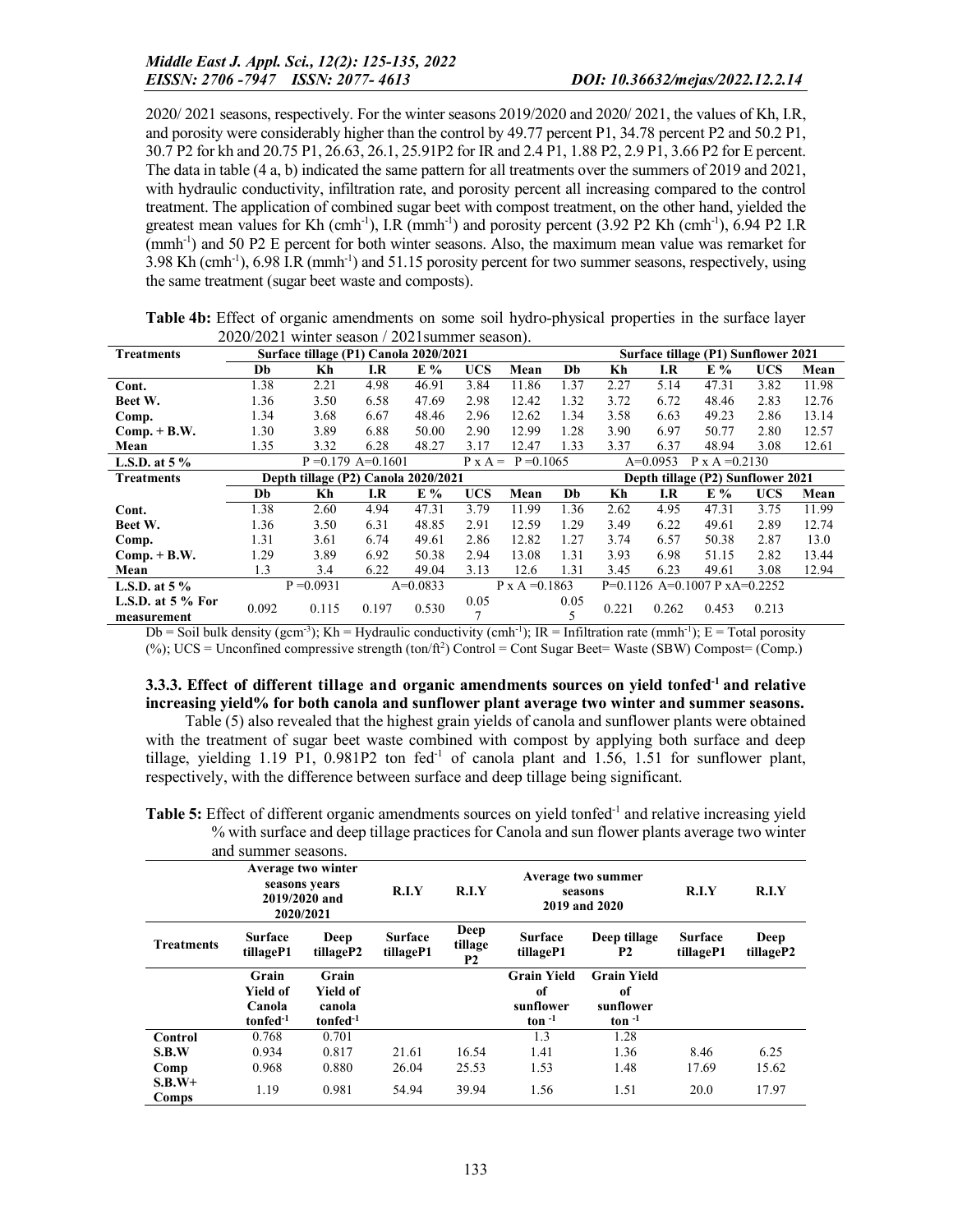2020/ 2021 seasons, respectively. For the winter seasons 2019/2020 and 2020/ 2021, the values of Kh, I.R, and porosity were considerably higher than the control by 49.77 percent P1, 34.78 percent P2 and 50.2 P1, 30.7 P2 for kh and 20.75 P1, 26.63, 26.1, 25.91P2 for IR and 2.4 P1, 1.88 P2, 2.9 P1, 3.66 P2 for E percent. The data in table (4 a, b) indicated the same pattern for all treatments over the summers of 2019 and 2021, with hydraulic conductivity, infiltration rate, and porosity percent all increasing compared to the control treatment. The application of combined sugar beet with compost treatment, on the other hand, yielded the greatest mean values for Kh ($cmh^{-1}$), I.R ($mmh^{-1}$) and porosity percent (3.92 P2 Kh ($cmh^{-1}$), 6.94 P2 I.R ($mmh^{-1}$) and 50 P2 E percent for both winter seasons. Also, the maximum mean value was remarket for 3.98 Kh ($cmh^{-1}$), 6.98 I.R ($mmh^{-1}$) and 51.15 porosity percent for two summer seasons, respectively, using the same treatment (sugar beet waste and composts).

**Table 4b:** Effect of organic amendments on some soil hydro-physical properties in the surface layer 2020/2021 winter season / 2021summer season).

| Treatments | Surface tillage (P1) Canola 2020/2021 | | | | | | Surface tillage (P1) Sunflower 2021 | | | | | |
|---|---|---|---|---|---|---|---|---|---|---|---|---|
| | Db | Kh | I.R | E % | UCS | Mean | Db | Kh | I.R | E % | UCS | Mean |
| Cont. | 1.38 | 2.21 | 4.98 | 46.91 | 3.84 | 11.86 | 1.37 | 2.27 | 5.14 | 47.31 | 3.82 | 11.98 |
| Beet W. | 1.36 | 3.50 | 6.58 | 47.69 | 2.98 | 12.42 | 1.32 | 3.72 | 6.72 | 48.46 | 2.83 | 12.76 |
| Comp. | 1.34 | 3.68 | 6.67 | 48.46 | 2.96 | 12.62 | 1.34 | 3.58 | 6.63 | 49.23 | 2.86 | 13.14 |
| Comp. + B.W. | 1.30 | 3.89 | 6.88 | 50.00 | 2.90 | 12.99 | 1.28 | 3.90 | 6.97 | 50.77 | 2.80 | 12.57 |
| Mean | 1.35 | 3.32 | 6.28 | 48.27 | 3.17 | 12.47 | 1.33 | 3.37 | 6.37 | 48.94 | 3.08 | 12.61 |
| L.S.D. at 5 % | P =0.179 A=0.1601 | | | | P x A = | P =0.1065 | | A=0.0953 | P x A =0.2130 | | | |
| **Treatments** | **Depth tillage (P2) Canola 2020/2021** | | | | | | **Depth tillage (P2) Sunflower 2021** | | | | | |
| | Db | Kh | I.R | E % | UCS | Mean | Db | Kh | I.R | E % | UCS | Mean |
| Cont. | 1.38 | 2.60 | 4.94 | 47.31 | 3.79 | 11.99 | 1.36 | 2.62 | 4.95 | 47.31 | 3.75 | 11.99 |
| Beet W. | 1.36 | 3.50 | 6.31 | 48.85 | 2.91 | 12.59 | 1.29 | 3.49 | 6.22 | 49.61 | 2.89 | 12.74 |
| Comp. | 1.31 | 3.61 | 6.74 | 49.61 | 2.86 | 12.82 | 1.27 | 3.74 | 6.57 | 50.38 | 2.87 | 13.0 |
| Comp. + B.W. | 1.29 | 3.89 | 6.92 | 50.38 | 2.94 | 13.08 | 1.31 | 3.93 | 6.98 | 51.15 | 2.82 | 13.44 |
| Mean | 1.3 | 3.4 | 6.22 | 49.04 | 3.13 | 12.6 | 1.31 | 3.45 | 6.23 | 49.61 | 3.08 | 12.94 |
| L.S.D. at 5 % | P =0.0931 | | A=0.0833 | | P x A =0.1863 | | | P=0.1126 A=0.1007 P xA=0.2252 | | | | |
| L.S.D. at 5 % For measurement | 0.092 | 0.115 | 0.197 | 0.530 | 0.057 | | 0.055 | 0.221 | 0.262 | 0.453 | 0.213 | |

Db = Soil bulk density ($gcm^{-3}$); Kh = Hydraulic conductivity ($cmh^{-1}$); IR = Infiltration rate ($mmh^{-1}$); E = Total porosity (%); UCS = Unconfined compressive strength ($ton/ft^2$) Control = Cont Sugar Beet= Waste (SBW) Compost= (Comp.)

### 3.3.3. Effect of different tillage and organic amendments sources on yield tonfed$^{-1}$ and relative increasing yield% for both canola and sunflower plant average two winter and summer seasons.

Table (5) also revealed that the highest grain yields of canola and sunflower plants were obtained with the treatment of sugar beet waste combined with compost by applying both surface and deep tillage, yielding 1.19 P1, 0.981P2 ton fed$^{-1}$ of canola plant and 1.56, 1.51 for sunflower plant, respectively, with the difference between surface and deep tillage being significant.

**Table 5:** Effect of different organic amendments sources on yield tonfed$^{-1}$ and relative increasing yield % with surface and deep tillage practices for Canola and sun flower plants average two winter and summer seasons.

| | Average two winter seasons years 2019/2020 and 2020/2021 | | R.I.Y | R.I.Y | Average two summer seasons 2019 and 2020 | | R.I.Y | R.I.Y |
|---|---|---|---|---|---|---|---|---|
| Treatments | Surface tillageP1 | Deep tillageP2 | Surface tillageP1 | Deep tillage P2 | Surface tillageP1 | Deep tillage P2 | Surface tillageP1 | Deep tillageP2 |
| | Grain Yield of Canola tonfed$^{-1}$ | Grain Yield of canola tonfed$^{-1}$ | | | Grain Yield of sunflower ton$^{-1}$ | Grain Yield of sunflower ton$^{-1}$ | | |
| Control | 0.768 | 0.701 | | | 1.3 | 1.28 | | |
| S.B.W | 0.934 | 0.817 | 21.61 | 16.54 | 1.41 | 1.36 | 8.46 | 6.25 |
| Comp | 0.968 | 0.880 | 26.04 | 25.53 | 1.53 | 1.48 | 17.69 | 15.62 |
| S.B.W+ Comps | 1.19 | 0.981 | 54.94 | 39.94 | 1.56 | 1.51 | 20.0 | 17.97 |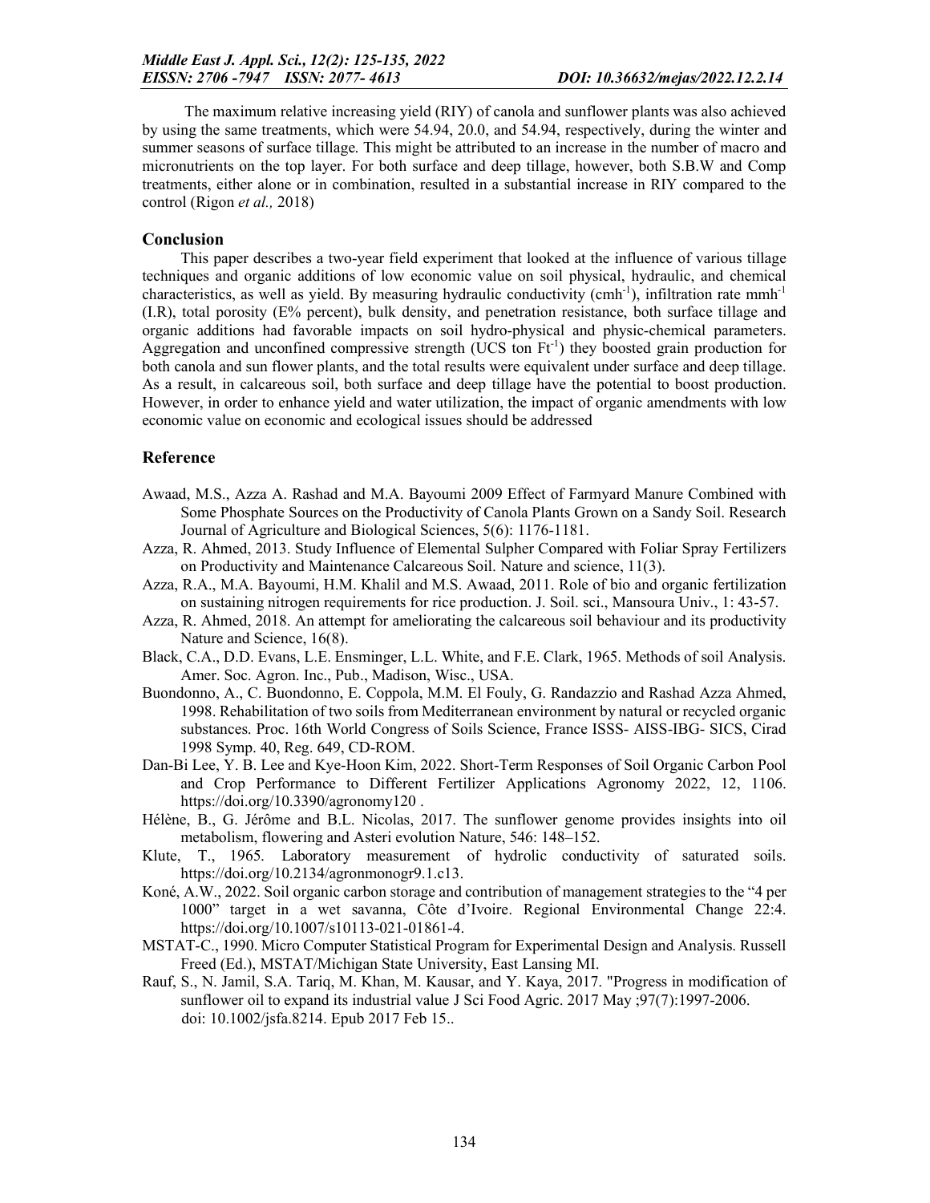The maximum relative increasing yield (RIY) of canola and sunflower plants was also achieved by using the same treatments, which were 54.94, 20.0, and 54.94, respectively, during the winter and summer seasons of surface tillage. This might be attributed to an increase in the number of macro and micronutrients on the top layer. For both surface and deep tillage, however, both S.B.W and Comp treatments, either alone or in combination, resulted in a substantial increase in RIY compared to the control (Rigon *et al.,* 2018)

## Conclusion

This paper describes a two-year field experiment that looked at the influence of various tillage techniques and organic additions of low economic value on soil physical, hydraulic, and chemical characteristics, as well as yield. By measuring hydraulic conductivity ($cmh^{-1}$), infiltration rate $mmh^{-1}$ (I.R), total porosity (E% percent), bulk density, and penetration resistance, both surface tillage and organic additions had favorable impacts on soil hydro-physical and physic-chemical parameters. Aggregation and unconfined compressive strength (UCS ton $Ft^{-1}$) they boosted grain production for both canola and sun flower plants, and the total results were equivalent under surface and deep tillage. As a result, in calcareous soil, both surface and deep tillage have the potential to boost production. However, in order to enhance yield and water utilization, the impact of organic amendments with low economic value on economic and ecological issues should be addressed

## Reference

- Awaad, M.S., Azza A. Rashad and M.A. Bayoumi 2009 Effect of Farmyard Manure Combined with Some Phosphate Sources on the Productivity of Canola Plants Grown on a Sandy Soil. Research Journal of Agriculture and Biological Sciences, 5(6): 1176-1181.
- Azza, R. Ahmed, 2013. Study Influence of Elemental Sulpher Compared with Foliar Spray Fertilizers on Productivity and Maintenance Calcareous Soil. Nature and science, 11(3).
- Azza, R.A., M.A. Bayoumi, H.M. Khalil and M.S. Awaad, 2011. Role of bio and organic fertilization on sustaining nitrogen requirements for rice production. J. Soil. sci., Mansoura Univ., 1: 43-57.
- Azza, R. Ahmed, 2018. An attempt for ameliorating the calcareous soil behaviour and its productivity Nature and Science, 16(8).
- Black, C.A., D.D. Evans, L.E. Ensminger, L.L. White, and F.E. Clark, 1965. Methods of soil Analysis. Amer. Soc. Agron. Inc., Pub., Madison, Wisc., USA.
- Buondonno, A., C. Buondonno, E. Coppola, M.M. El Fouly, G. Randazzio and Rashad Azza Ahmed, 1998. Rehabilitation of two soils from Mediterranean environment by natural or recycled organic substances. Proc. 16th World Congress of Soils Science, France ISSS- AISS-IBG- SICS, Cirad 1998 Symp. 40, Reg. 649, CD-ROM.
- Dan-Bi Lee, Y. B. Lee and Kye-Hoon Kim, 2022. Short-Term Responses of Soil Organic Carbon Pool and Crop Performance to Different Fertilizer Applications Agronomy 2022, 12, 1106. https://doi.org/10.3390/agronomy120 .
- Hélène, B., G. Jérôme and B.L. Nicolas, 2017. The sunflower genome provides insights into oil metabolism, flowering and Asteri evolution Nature, 546: 148–152.
- Klute, T., 1965. Laboratory measurement of hydrolic conductivity of saturated soils. https://doi.org/10.2134/agronmonogr9.1.c13.
- Koné, A.W., 2022. Soil organic carbon storage and contribution of management strategies to the "4 per 1000" target in a wet savanna, Côte d'Ivoire. Regional Environmental Change 22:4. https://doi.org/10.1007/s10113-021-01861-4.
- MSTAT-C., 1990. Micro Computer Statistical Program for Experimental Design and Analysis. Russell Freed (Ed.), MSTAT/Michigan State University, East Lansing MI.
- Rauf, S., N. Jamil, S.A. Tariq, M. Khan, M. Kausar, and Y. Kaya, 2017. "Progress in modification of sunflower oil to expand its industrial value J Sci Food Agric. 2017 May ;97(7):1997-2006. doi: 10.1002/jsfa.8214. Epub 2017 Feb 15..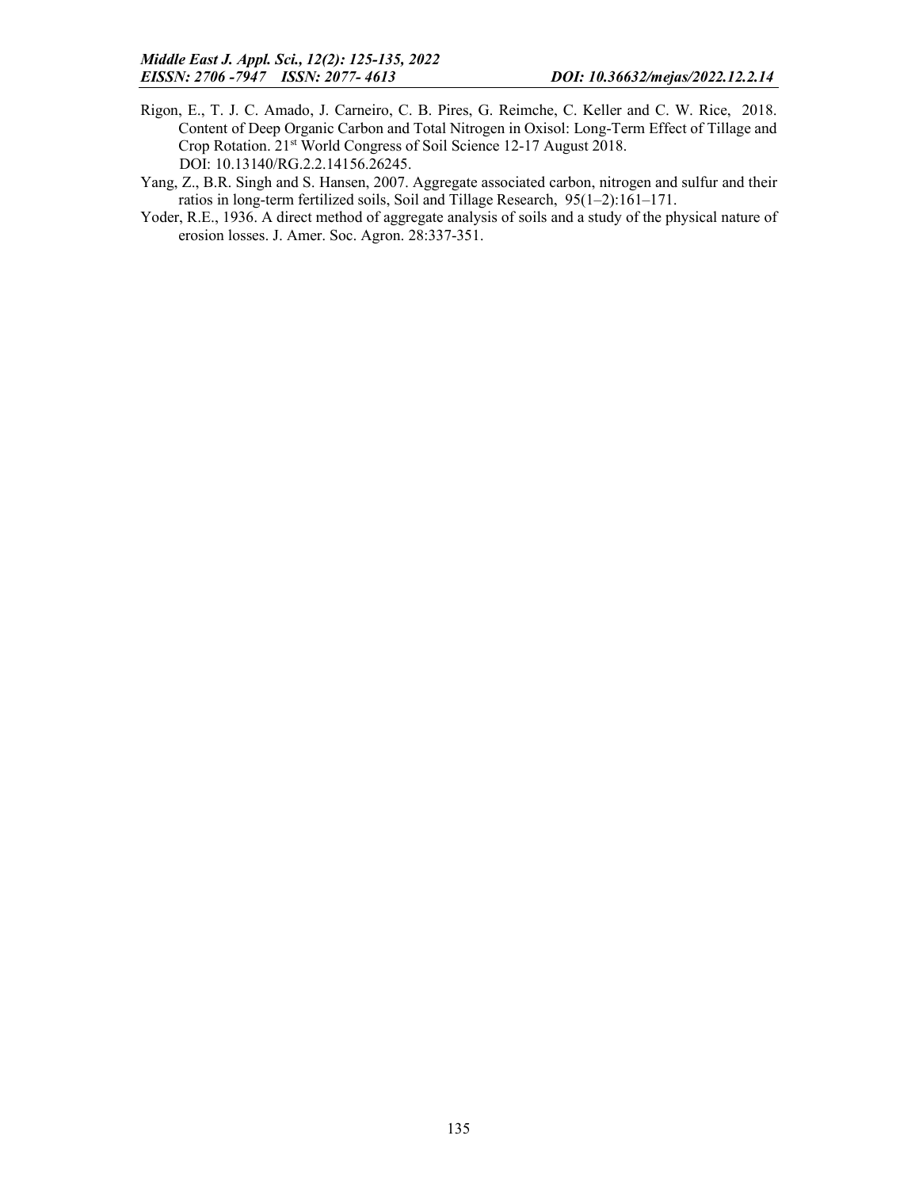Rigon, E., T. J. C. Amado, J. Carneiro, C. B. Pires, G. Reimche, C. Keller and C. W. Rice, 2018. Content of Deep Organic Carbon and Total Nitrogen in Oxisol: Long-Term Effect of Tillage and Crop Rotation. 21st World Congress of Soil Science 12-17 August 2018. DOI: 10.13140/RG.2.2.14156.26245.

Yang, Z., B.R. Singh and S. Hansen, 2007. Aggregate associated carbon, nitrogen and sulfur and their ratios in long-term fertilized soils, Soil and Tillage Research, 95(1–2):161–171.

Yoder, R.E., 1936. A direct method of aggregate analysis of soils and a study of the physical nature of erosion losses. J. Amer. Soc. Agron. 28:337-351.